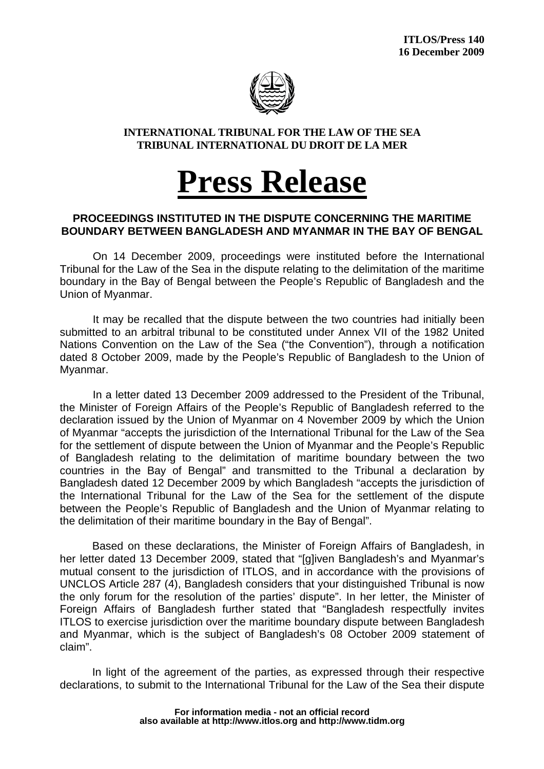**ITLOS/Press 140**
**16 December 2009**

**INTERNATIONAL TRIBUNAL FOR THE LAW OF THE SEA**
**TRIBUNAL INTERNATIONAL DU DROIT DE LA MER**

# Press Release

## PROCEEDINGS INSTITUTED IN THE DISPUTE CONCERNING THE MARITIME BOUNDARY BETWEEN BANGLADESH AND MYANMAR IN THE BAY OF BENGAL

On 14 December 2009, proceedings were instituted before the International Tribunal for the Law of the Sea in the dispute relating to the delimitation of the maritime boundary in the Bay of Bengal between the People's Republic of Bangladesh and the Union of Myanmar.

It may be recalled that the dispute between the two countries had initially been submitted to an arbitral tribunal to be constituted under Annex VII of the 1982 United Nations Convention on the Law of the Sea ("the Convention"), through a notification dated 8 October 2009, made by the People's Republic of Bangladesh to the Union of Myanmar.

In a letter dated 13 December 2009 addressed to the President of the Tribunal, the Minister of Foreign Affairs of the People's Republic of Bangladesh referred to the declaration issued by the Union of Myanmar on 4 November 2009 by which the Union of Myanmar "accepts the jurisdiction of the International Tribunal for the Law of the Sea for the settlement of dispute between the Union of Myanmar and the People's Republic of Bangladesh relating to the delimitation of maritime boundary between the two countries in the Bay of Bengal" and transmitted to the Tribunal a declaration by Bangladesh dated 12 December 2009 by which Bangladesh "accepts the jurisdiction of the International Tribunal for the Law of the Sea for the settlement of the dispute between the People's Republic of Bangladesh and the Union of Myanmar relating to the delimitation of their maritime boundary in the Bay of Bengal".

Based on these declarations, the Minister of Foreign Affairs of Bangladesh, in her letter dated 13 December 2009, stated that "[g]iven Bangladesh's and Myanmar's mutual consent to the jurisdiction of ITLOS, and in accordance with the provisions of UNCLOS Article 287 (4), Bangladesh considers that your distinguished Tribunal is now the only forum for the resolution of the parties' dispute". In her letter, the Minister of Foreign Affairs of Bangladesh further stated that "Bangladesh respectfully invites ITLOS to exercise jurisdiction over the maritime boundary dispute between Bangladesh and Myanmar, which is the subject of Bangladesh's 08 October 2009 statement of claim".

In light of the agreement of the parties, as expressed through their respective declarations, to submit to the International Tribunal for the Law of the Sea their dispute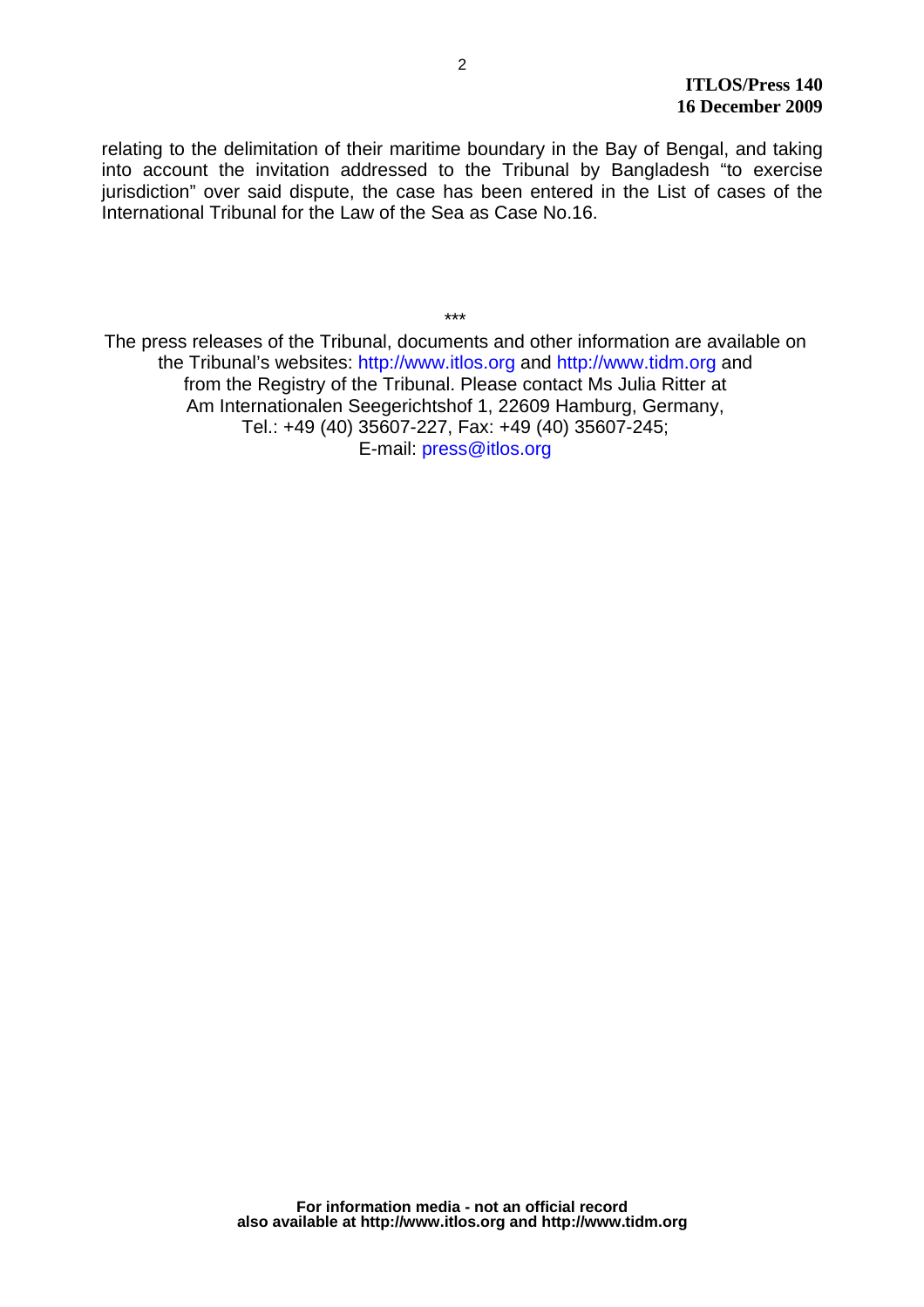relating to the delimitation of their maritime boundary in the Bay of Bengal, and taking into account the invitation addressed to the Tribunal by Bangladesh "to exercise jurisdiction" over said dispute, the case has been entered in the List of cases of the International Tribunal for the Law of the Sea as Case No.16.

***

The press releases of the Tribunal, documents and other information are available on the Tribunal's websites: http://www.itlos.org and http://www.tidm.org and from the Registry of the Tribunal. Please contact Ms Julia Ritter at Am Internationalen Seegerichtshof 1, 22609 Hamburg, Germany, Tel.: +49 (40) 35607-227, Fax: +49 (40) 35607-245; E-mail: press@itlos.org